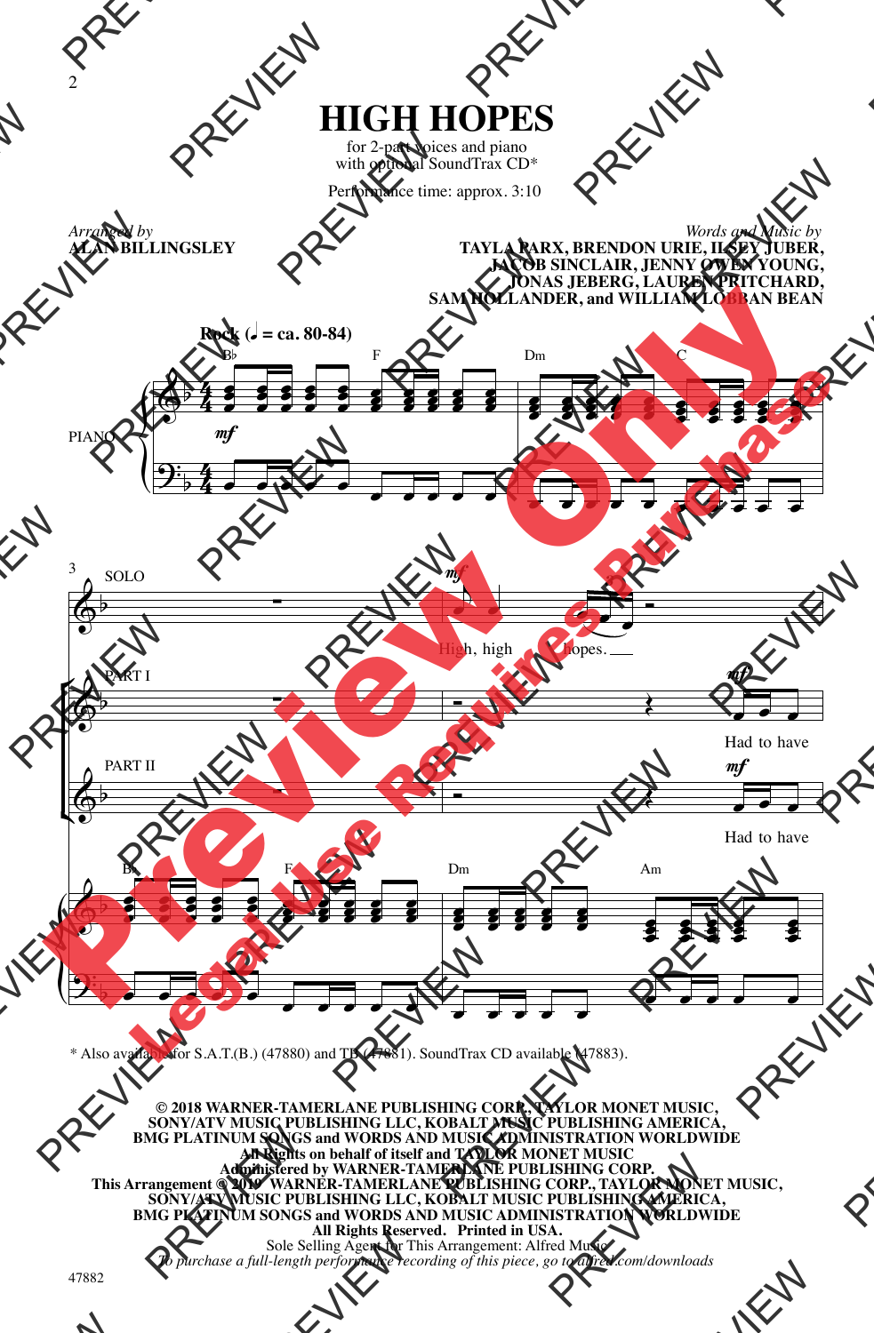# HIGH HOPES

for 2-part voices and piano
with optional SoundTrax CD*

Performance time: approx. 3:10

*Arranged by*
**ALAN BILLINGSLEY**

*Words and Music by*
**TAYLA PARX, BRENDON URIE, ILSEY JUBER, JACOB SINCLAIR, JENNY OWEN YOUNG, JONAS JEBERG, LAUREN PRITCHARD, SAM HOLLANDER, and WILLIAM LOBBAN BEAN**

**Rock (♩ = ca. 80-84)**

Bb F Dm C

PIANO *mf*

SOLO *mf* High, high hopes.

PART I *mf* Had to have

PART II *mf* Had to have

Bb F Dm Am

\* Also available for S.A.T.(B.) (47880) and TB (47881). SoundTrax CD available (47883).

**© 2018 WARNER-TAMERLANE PUBLISHING CORP., TAYLOR MONET MUSIC, SONY/ATV MUSIC PUBLISHING LLC, KOBALT MUSIC PUBLISHING AMERICA, BMG PLATINUM SONGS and WORDS AND MUSIC ADMINISTRATION WORLDWIDE**
**All Rights on behalf of itself and TAYLOR MONET MUSIC Administered by WARNER-TAMERLANE PUBLISHING CORP.**
**This Arrangement © 2019 WARNER-TAMERLANE PUBLISHING CORP., TAYLOR MONET MUSIC, SONY/ATV MUSIC PUBLISHING LLC, KOBALT MUSIC PUBLISHING AMERICA, BMG PLATINUM SONGS and WORDS AND MUSIC ADMINISTRATION WORLDWIDE**
**All Rights Reserved. Printed in USA.**
Sole Selling Agent for This Arrangement: Alfred Music
*To purchase a full-length performance recording of this piece, go to alfred.com/downloads*

47882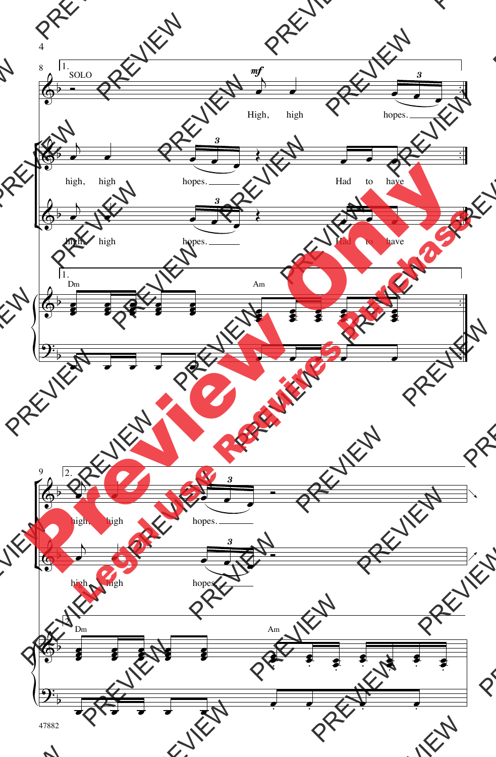SOLO

High, high hopes.

high, high hopes. Had to have

high, high hopes. Had to have

Dm Am

high, high hopes.

high, high hopes.

Dm Am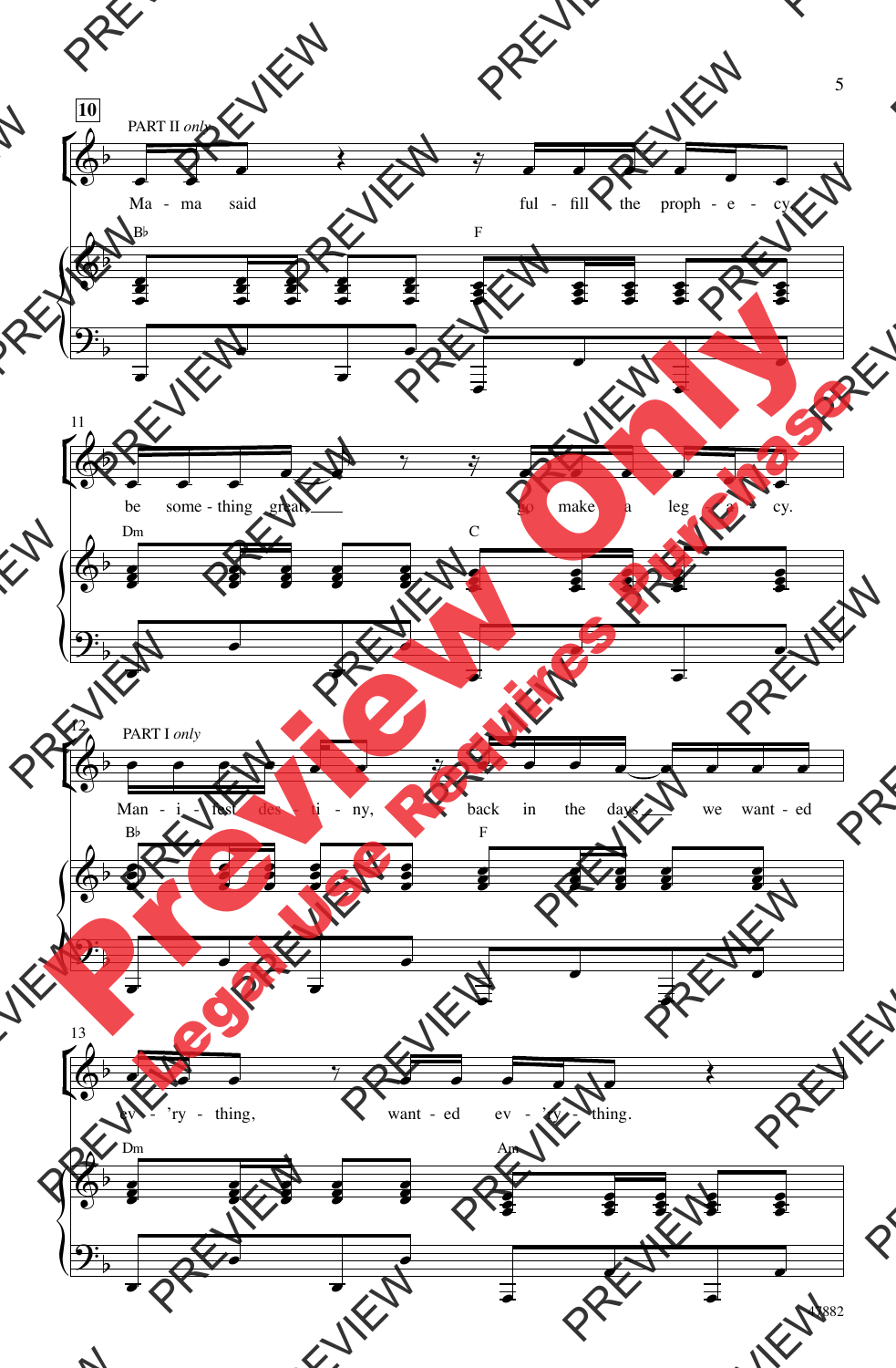10

PART II *only*

Ma - ma said ful - fill the proph - e - cy,

B♭ F

11

be some - thing great, go make a leg - a - cy.

Dm C

12

PART I *only*

Man - i - fest des - ti - ny, back in the days we want - ed

B♭ F

13

ev - 'ry - thing, want - ed ev - 'ry - thing.

Dm Am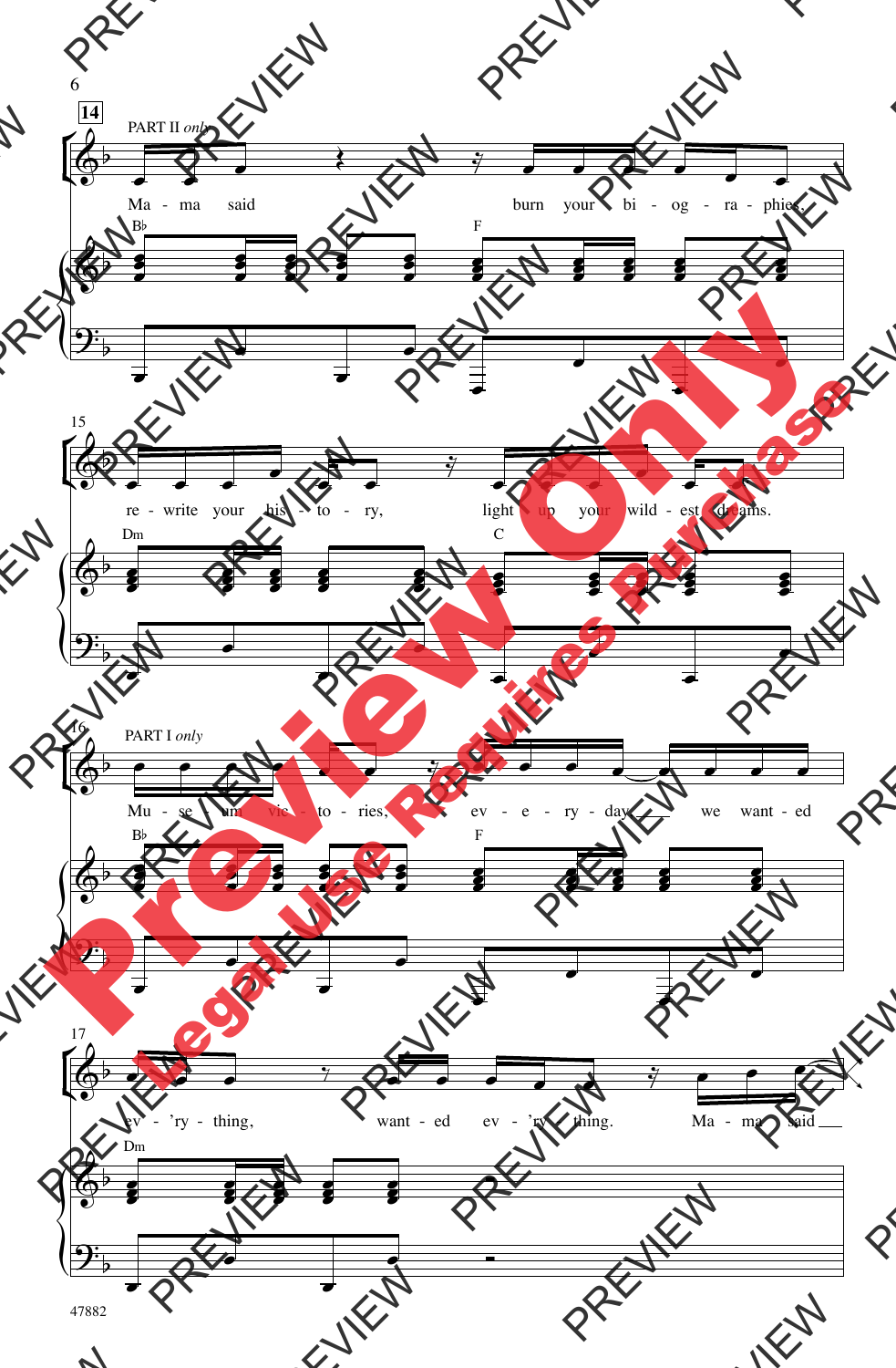**14** PART II *only*

Ma - ma said burn your bi - og - ra - phies,

B♭ F

15

re - write your his - to - ry, light up your wild - est dreams.

Dm C

16 PART I *only*

Mu - se - um vic - to - ries, ev - e - ry - day we want - ed

B♭ F

17

ev - 'ry - thing, want - ed ev - 'ry - thing. Ma - ma said

Dm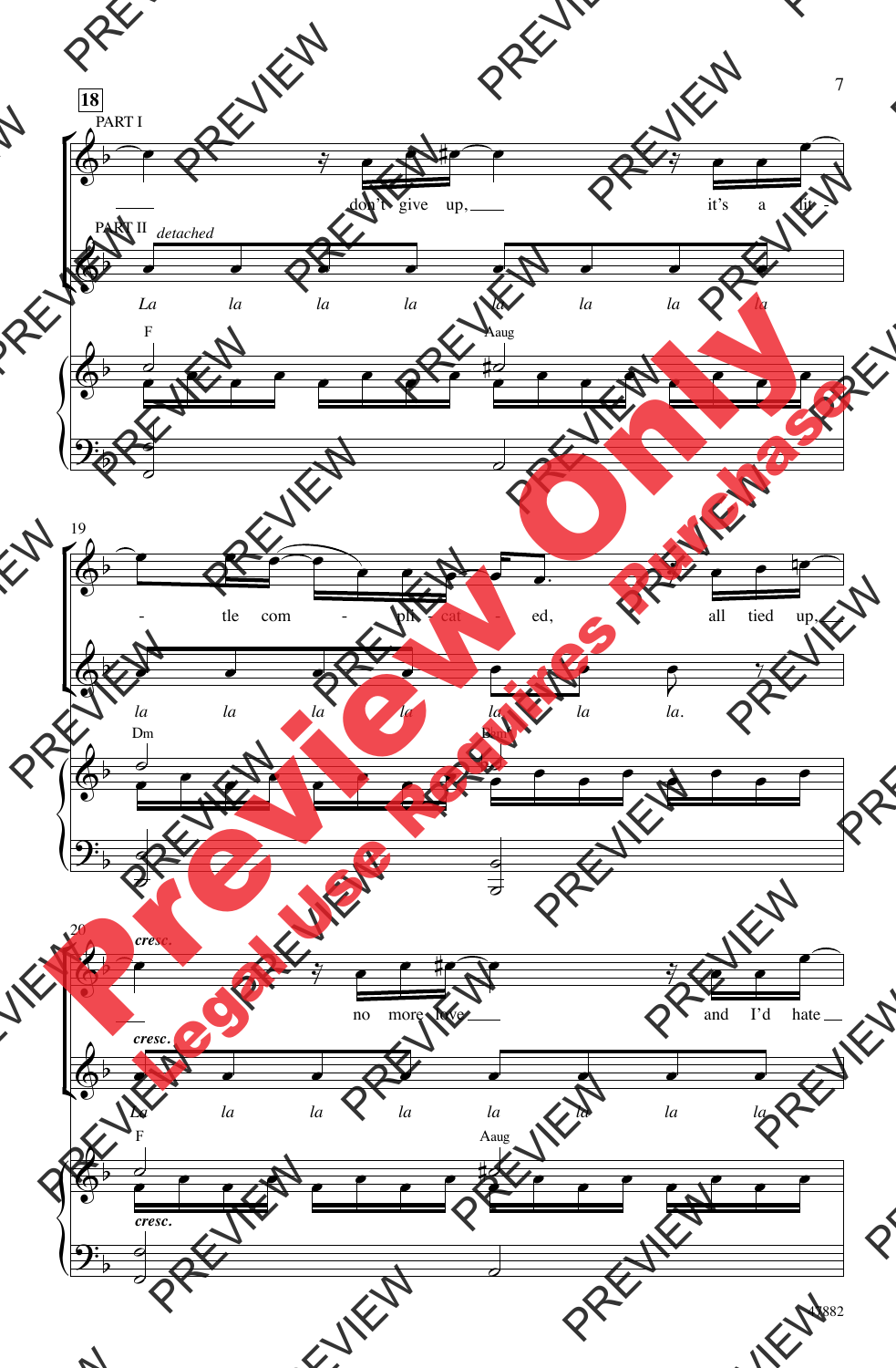**18**

PART I

don't give up, it's a lit - tle com - pli - cat - ed, all tied up, no more love and I'd hate

PART II *detached*

*La la la la la la la la la la la la la la la. La la la la la la la la*

F Aaug Dm B♭maj7 F Aaug

*cresc.*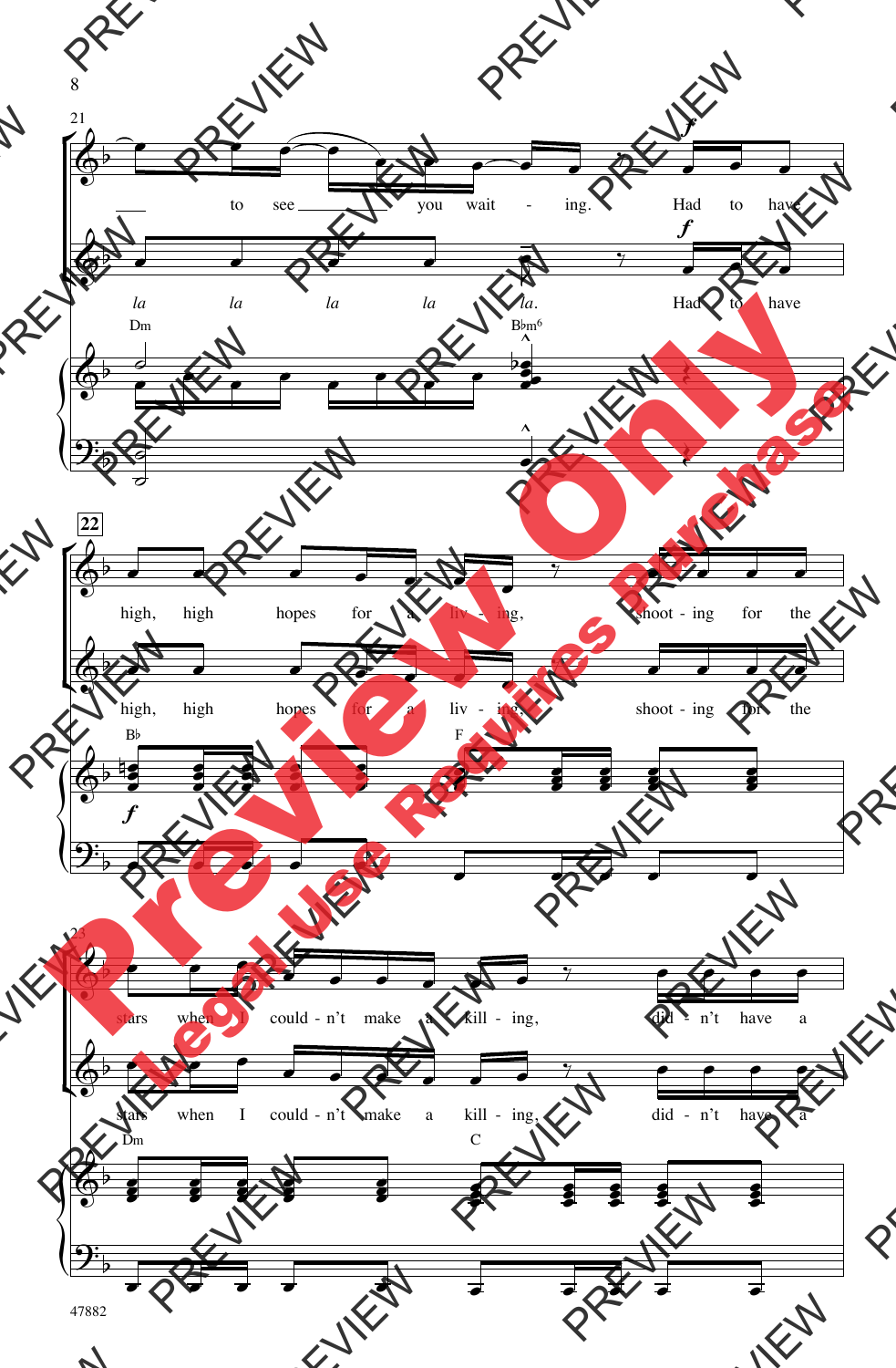to see you wait - ing. Had to have

*la* *la* *la* *la* *la*. Had to have

Dm B♭m6

high, high hopes for a liv - ing, shoot - ing for the

high, high hopes for a liv - ing, shoot - ing for the

B♭ F

stars when I could - n't make a kill - ing, did - n't have a

stars when I could - n't make a kill - ing, did - n't have a

Dm C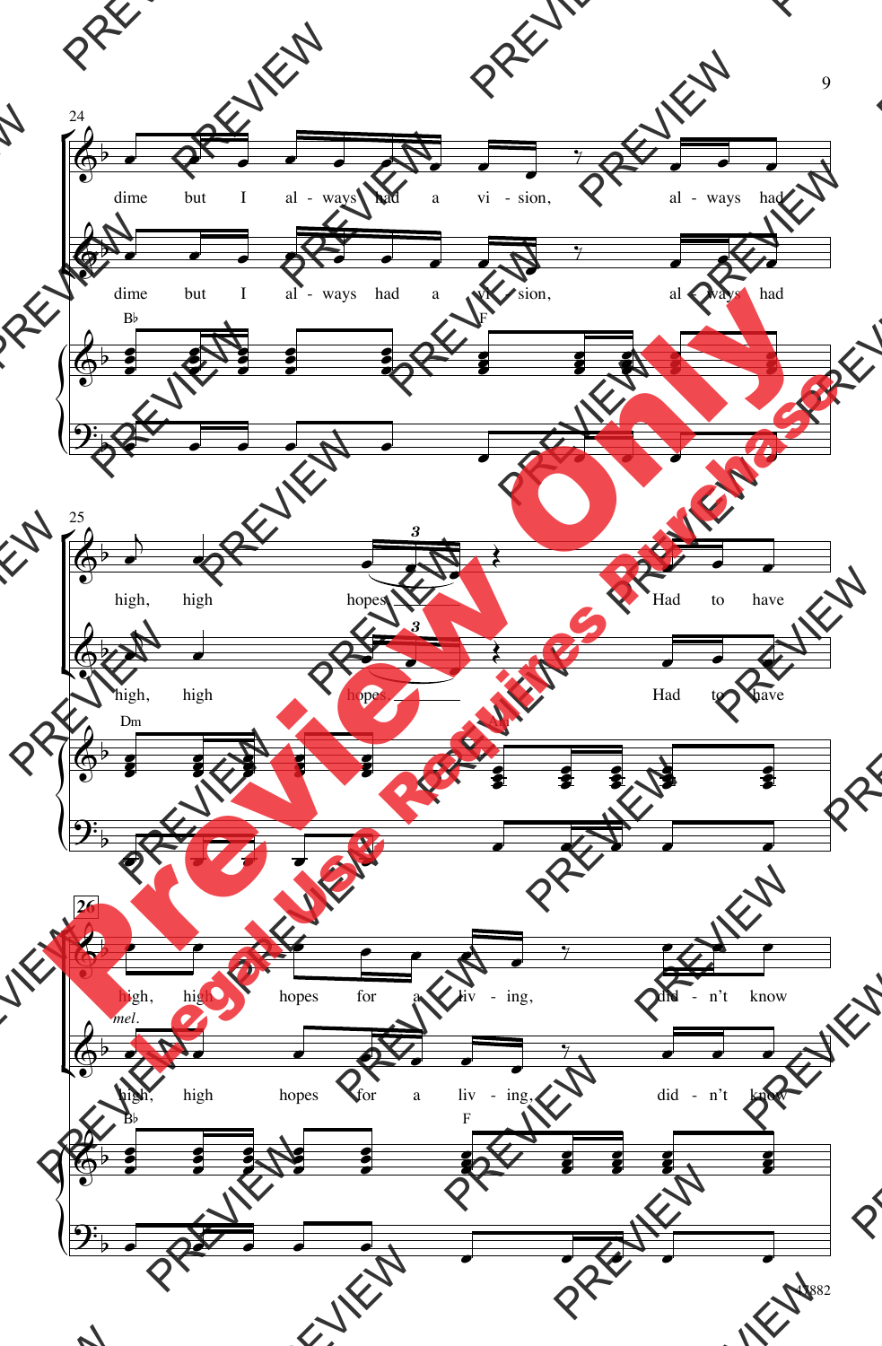24

dime but I al - ways had a vi - sion, al - ways had

dime but I al - ways had a vi - sion, al - ways had

B♭ F

25

high, high hopes. Had to have

high, high hopes. Had to have

Dm Am

26

high, high hopes for a liv - ing, did - n't know

*mel.*

high, high hopes for a liv - ing, did - n't know

B♭ F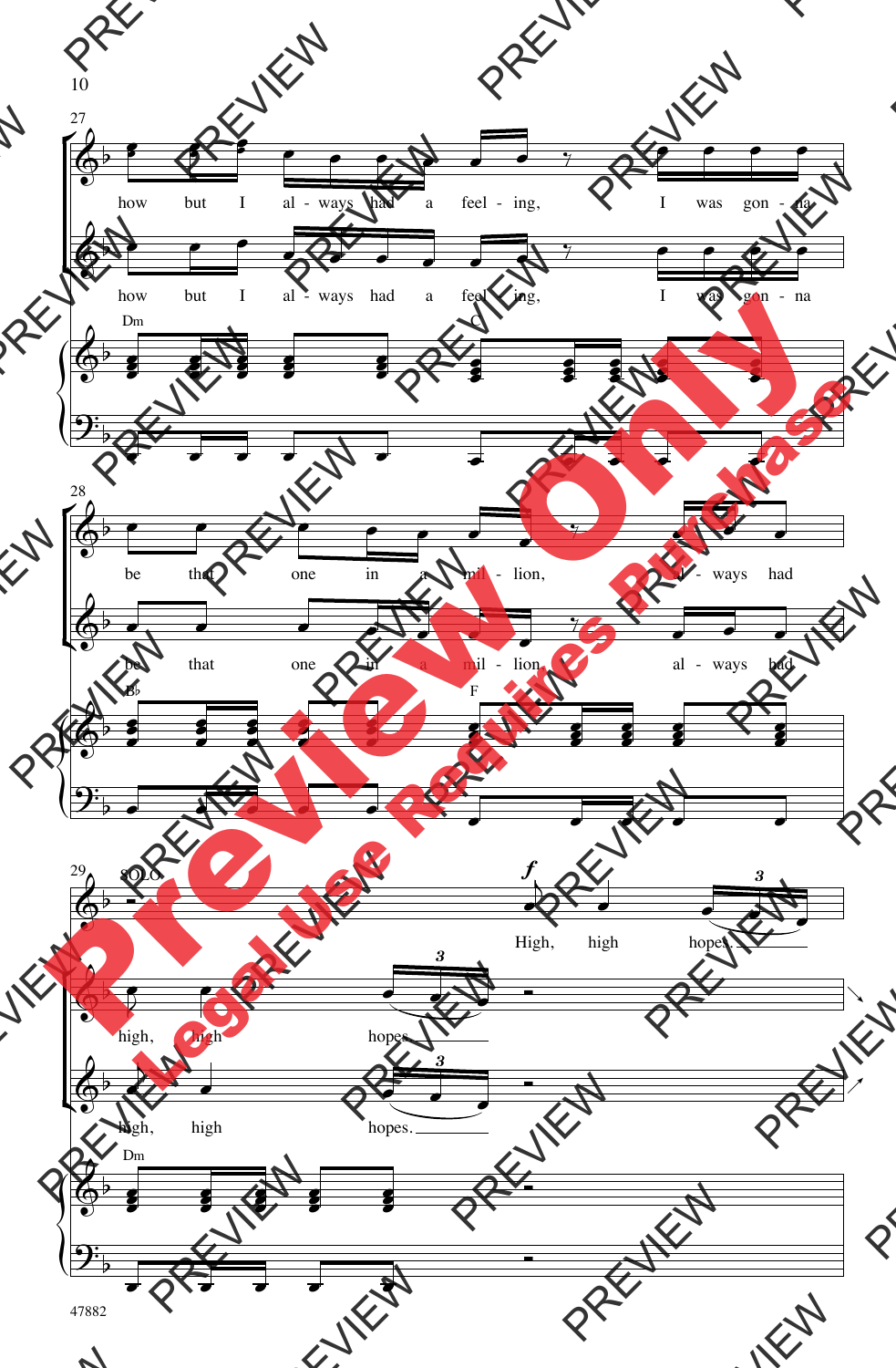27

how but I al - ways had a feel - ing, I was gon - na

how but I al - ways had a feel - ing, I was gon - na

Dm C

28

be that one in a mil - lion, al - ways had

be that one in a mil - lion, al - ways had

B♭ F

29

SOLO

*f*

High, high hopes.

high, high hopes.

high, high hopes.

Dm

47882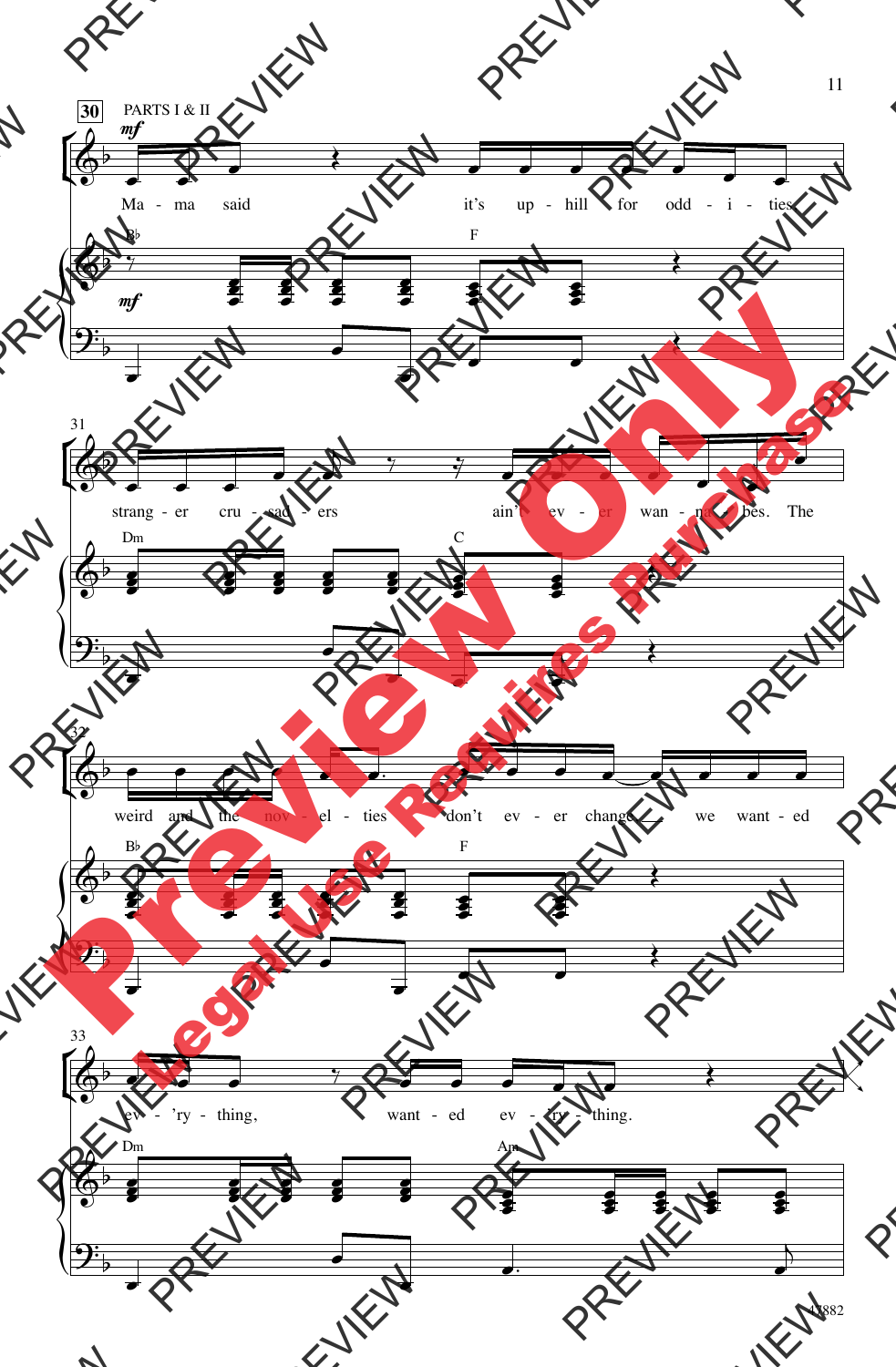30 PARTS I & II

*mf*

Ma - ma said it's up - hill for odd - i - ties

B♭ F

31

strang - er cru - sad - ers ain't ev - er wan - na - bes. The

Dm C

32

weird and the nov - el - ties don't ev - er change we want - ed

B♭ F

33

ev - 'ry - thing, want - ed ev - 'ry - thing.

Dm Am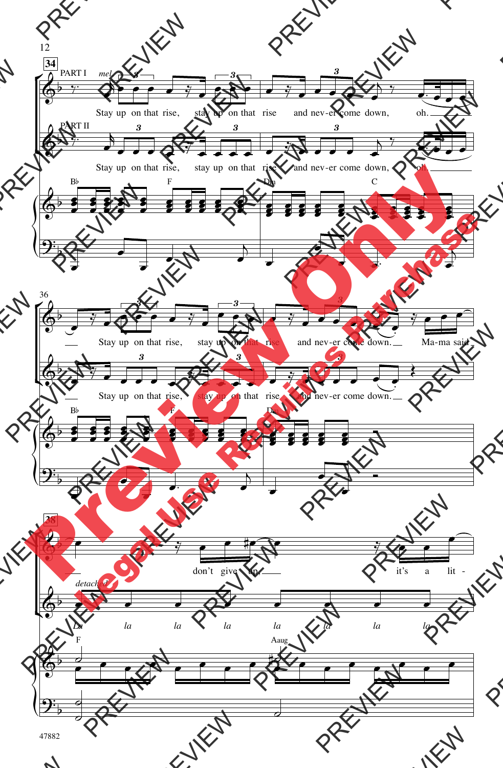34

PART I *mel.*

Stay up on that rise, stay up on that rise and nev-er come down, oh.

PART II

Stay up on that rise, stay up on that rise and nev-er come down, oh.

B♭ F Dm C

36

Stay up on that rise, stay up on that rise and nev-er come down. Ma-ma said

Stay up on that rise, stay up on that rise and nev-er come down.

B♭ F Dm

38

don't give up, it's a lit -

*detached*

*La la la la la la la la*

F Aaug

47882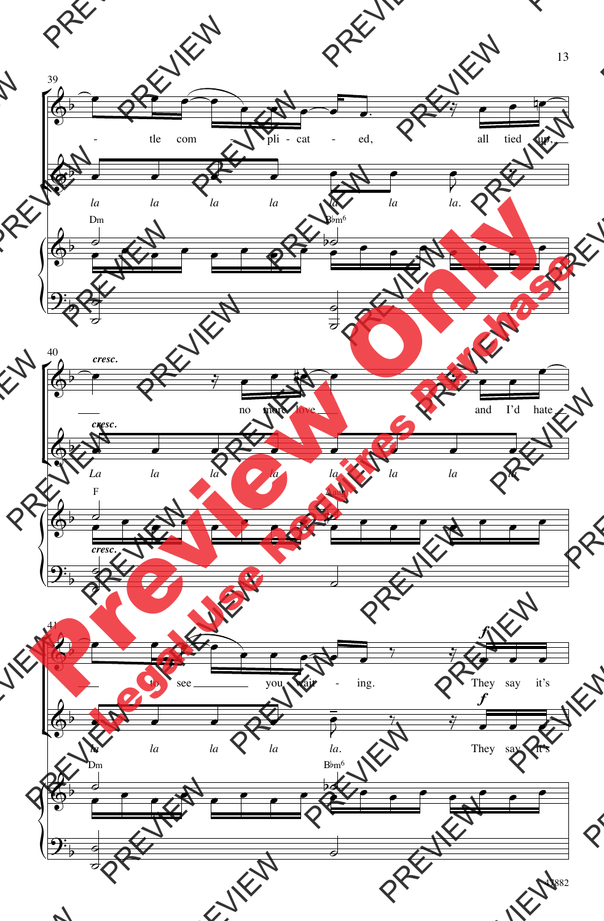39

- tle com - pli - cat - ed, all tied up,

*la la la la la la la.*

Dm B♭m6

40

*cresc.*

no more love and I'd hate

*La la la la la la la la*

F A aug

41

to see you wait - ing. *f* They say it's

*la la la la la.* *f* They say it's

Dm B♭m6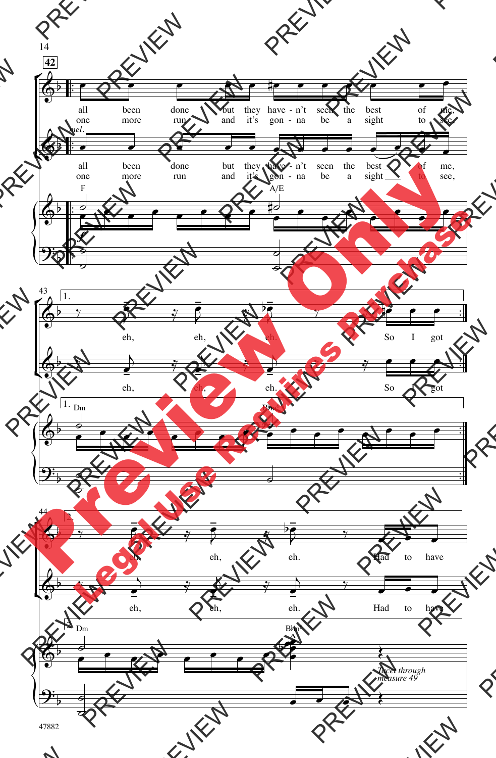**42**

all been done but they have - n't seen the best of me,
one more run and it's gon - na be a sight to see,

*mel.*

all been done but they have - n't seen the best of me,
one more run and it's gon - na be a sight to see,

F A/E

*f*

43

1.

eh, eh, eh. So I got

eh, eh, eh. So I got

1. Dm B♭maj7

44

2.

eh, eh, eh. Had to have

eh, eh, eh. Had to have

2. Dm B♭m

*Tacet through measure 49*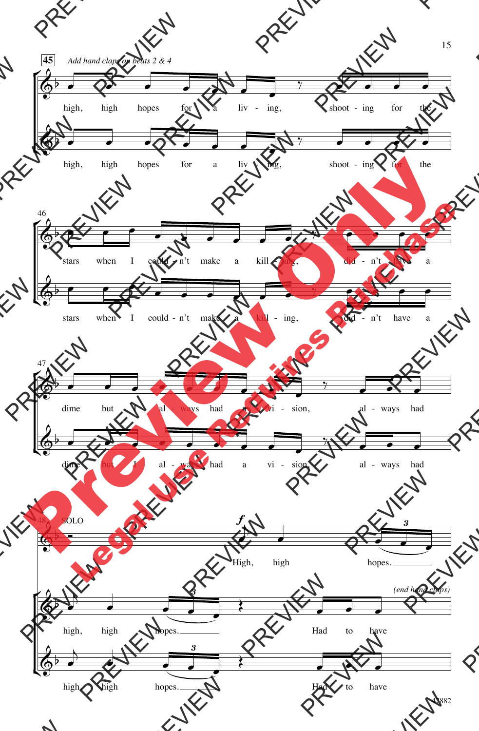**45** *Add hand claps on beats 2 & 4*

high, high hopes for a liv - ing, shoot - ing for the

high, high hopes for a liv - ing, shoot - ing for the

46

stars when I could - n't make a kill - ing, did - n't have a

stars when I could - n't make a kill - ing, did - n't have a

47

dime but I al - ways had a vi - sion, al - ways had

dime but I al - ways had a vi - sion, al - ways had

48 SOLO

*f*

High, high hopes.

*(end hand claps)*

high, high hopes. Had to have

high, high hopes. Had to have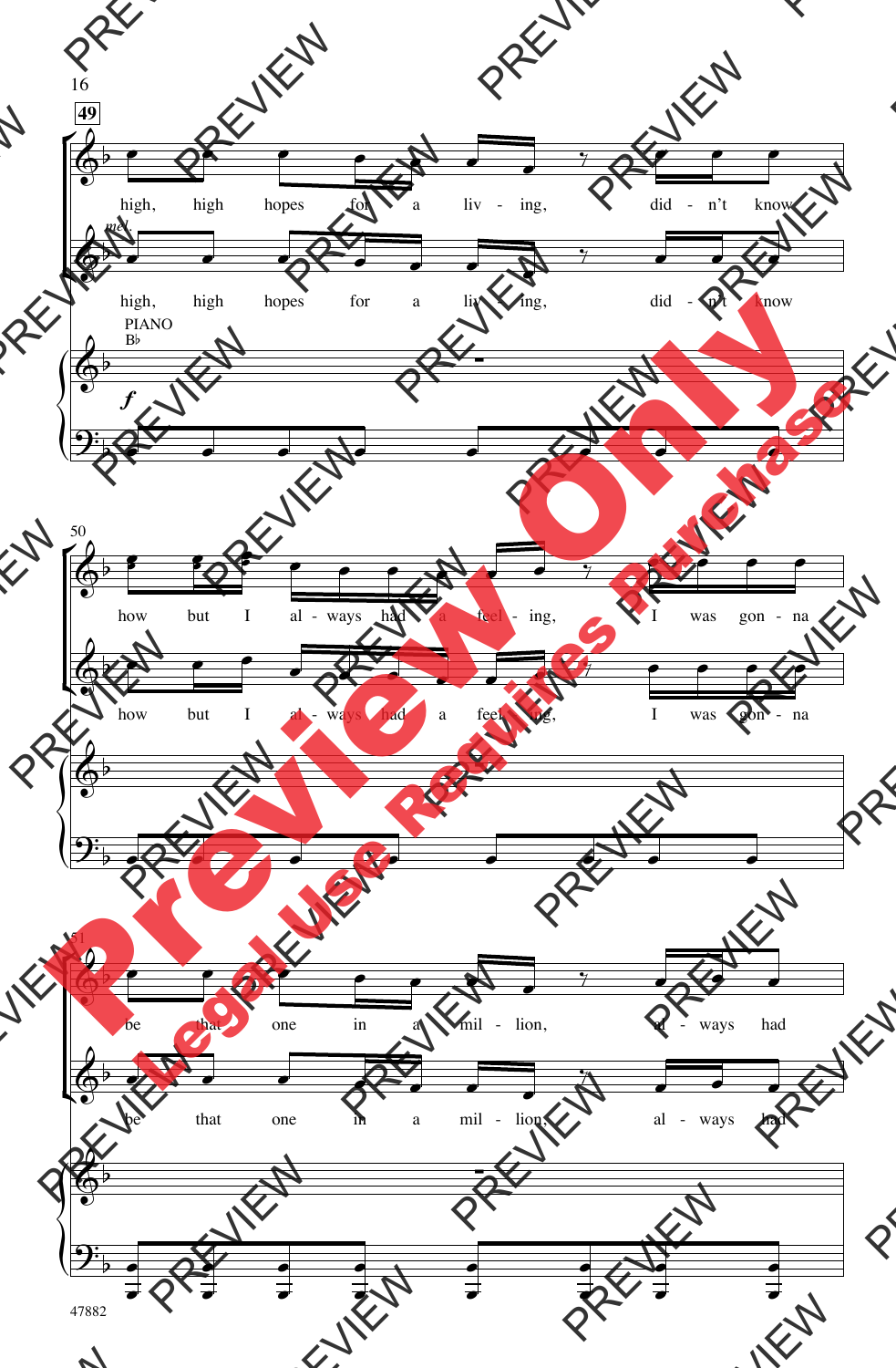49

high, high hopes for a liv - ing, did - n't know

*mel.*

high, high hopes for a liv - ing, did - n't know

PIANO

B♭

*f*

50

how but I al - ways had a feel - ing, I was gon - na

how but I al - ways had a feel - ing, I was gon - na

51

be that one in a mil - lion, al - ways had

be that one in a mil - lion, al - ways had

47882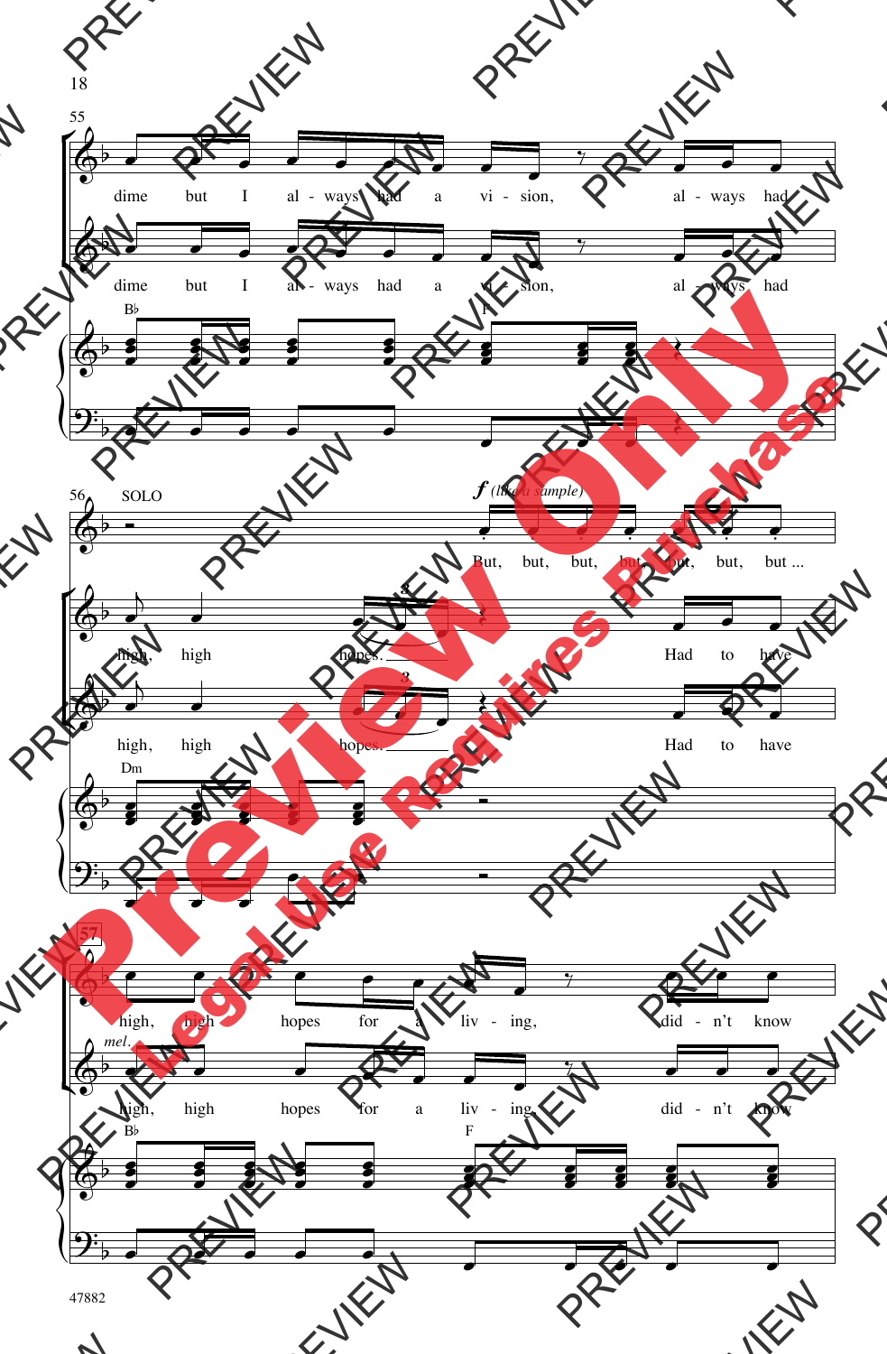55

dime but I al - ways had a vi - sion, al - ways had

dime but I al - ways had a vi - sion, al - ways had

B♭ F

56 SOLO

*f* *(like a sample)*

But, but, but, but, but, but, but ...

high, high hopes. Had to have

high, high hopes. Had to have

Dm

57

high, high hopes for a liv - ing, did - n't know

*mel.*

high, high hopes for a liv - ing, did - n't know

B♭ F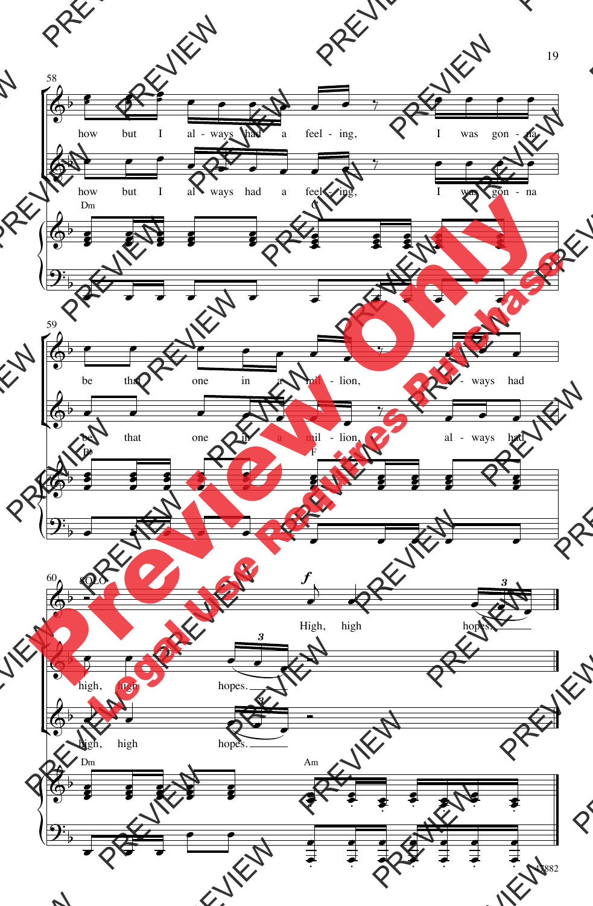how but I al - ways had a feel - ing, I was gon - na

how but I al ways had a feel - ing, I was gon - na

Dm C

be that one in a mil - lion, al - ways had

be that one in a mil - lion, al - ways had

B♭ F

SOLO

High, high hopes.

high, high hopes.

high, high hopes.

Dm Am